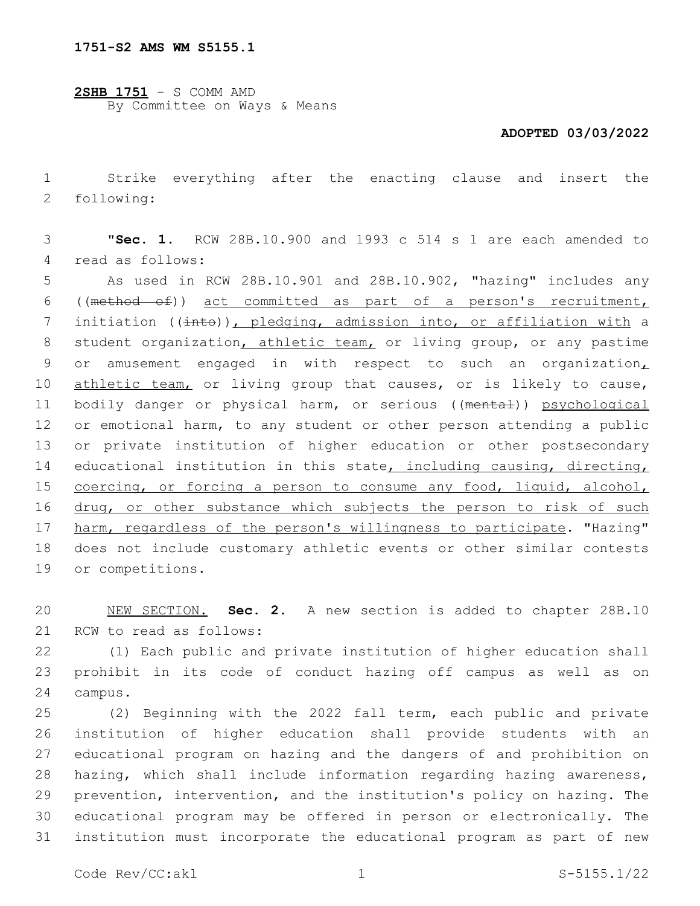**1751-S2 AMS WM S5155.1**

**2SHB 1751** - S COMM AMD
By Committee on Ways & Means

**ADOPTED 03/03/2022**

Strike everything after the enacting clause and insert the following:

"**Sec. 1.** RCW 28B.10.900 and 1993 c 514 s 1 are each amended to read as follows:

As used in RCW 28B.10.901 and 28B.10.902, "hazing" includes any ((~~method of~~)) act committed as part of a person's recruitment, initiation ((~~into~~)), pledging, admission into, or affiliation with a student organization, athletic team, or living group, or any pastime or amusement engaged in with respect to such an organization, athletic team, or living group that causes, or is likely to cause, bodily danger or physical harm, or serious ((~~mental~~)) psychological or emotional harm, to any student or other person attending a public or private institution of higher education or other postsecondary educational institution in this state, including causing, directing, coercing, or forcing a person to consume any food, liquid, alcohol, drug, or other substance which subjects the person to risk of such harm, regardless of the person's willingness to participate. "Hazing" does not include customary athletic events or other similar contests or competitions.

NEW SECTION. **Sec. 2.** A new section is added to chapter 28B.10 RCW to read as follows:

(1) Each public and private institution of higher education shall prohibit in its code of conduct hazing off campus as well as on campus.

(2) Beginning with the 2022 fall term, each public and private institution of higher education shall provide students with an educational program on hazing and the dangers of and prohibition on hazing, which shall include information regarding hazing awareness, prevention, intervention, and the institution's policy on hazing. The educational program may be offered in person or electronically. The institution must incorporate the educational program as part of new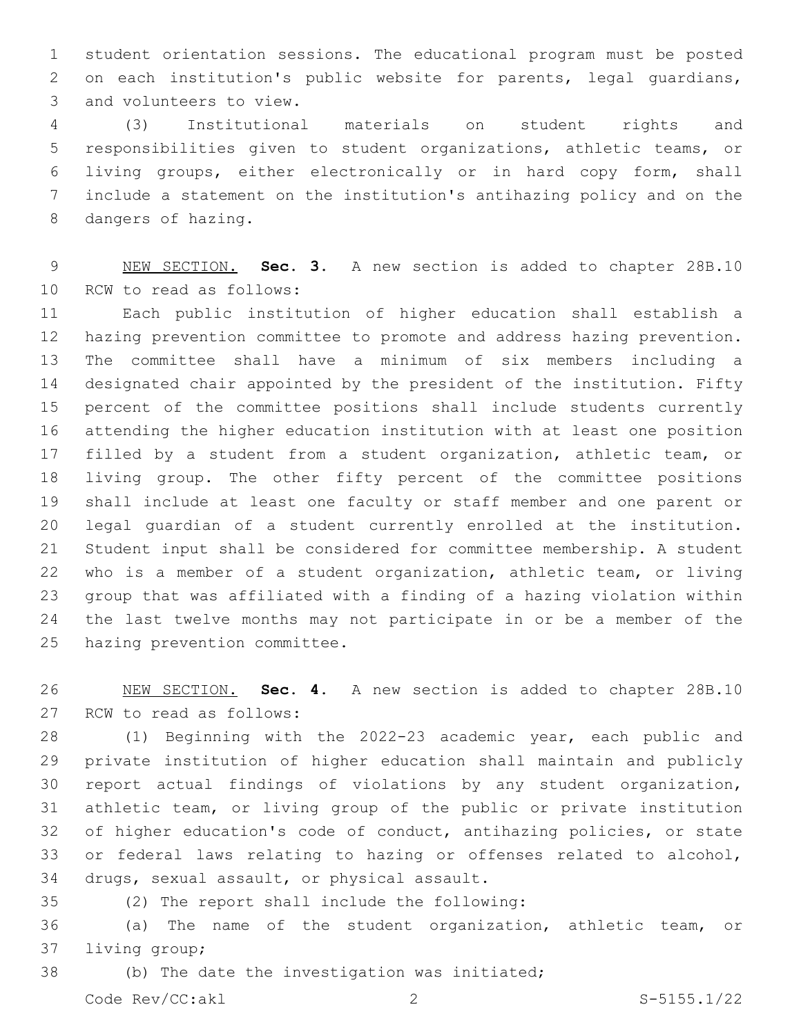student orientation sessions. The educational program must be posted on each institution's public website for parents, legal guardians, and volunteers to view.

(3) Institutional materials on student rights and responsibilities given to student organizations, athletic teams, or living groups, either electronically or in hard copy form, shall include a statement on the institution's antihazing policy and on the dangers of hazing.

NEW SECTION. **Sec. 3.** A new section is added to chapter 28B.10 RCW to read as follows:

Each public institution of higher education shall establish a hazing prevention committee to promote and address hazing prevention. The committee shall have a minimum of six members including a designated chair appointed by the president of the institution. Fifty percent of the committee positions shall include students currently attending the higher education institution with at least one position filled by a student from a student organization, athletic team, or living group. The other fifty percent of the committee positions shall include at least one faculty or staff member and one parent or legal guardian of a student currently enrolled at the institution. Student input shall be considered for committee membership. A student who is a member of a student organization, athletic team, or living group that was affiliated with a finding of a hazing violation within the last twelve months may not participate in or be a member of the hazing prevention committee.

NEW SECTION. **Sec. 4.** A new section is added to chapter 28B.10 RCW to read as follows:

(1) Beginning with the 2022-23 academic year, each public and private institution of higher education shall maintain and publicly report actual findings of violations by any student organization, athletic team, or living group of the public or private institution of higher education's code of conduct, antihazing policies, or state or federal laws relating to hazing or offenses related to alcohol, drugs, sexual assault, or physical assault.

(2) The report shall include the following:

(a) The name of the student organization, athletic team, or living group;

(b) The date the investigation was initiated;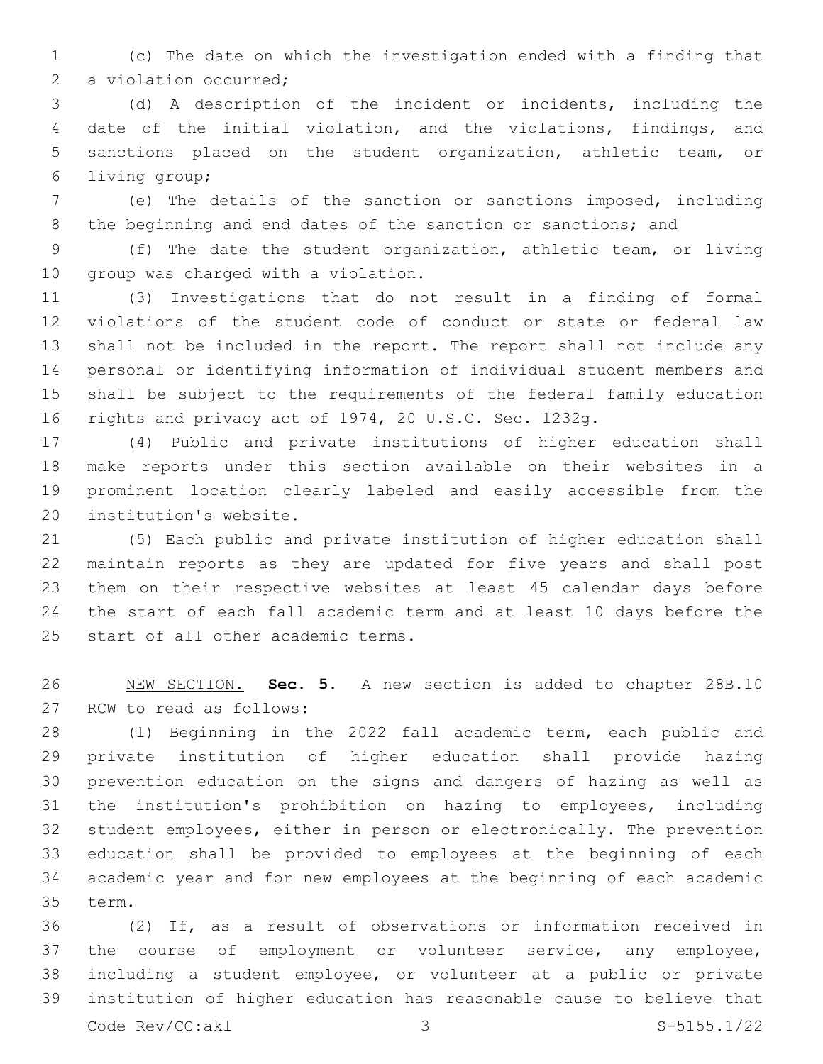(c) The date on which the investigation ended with a finding that a violation occurred;

(d) A description of the incident or incidents, including the date of the initial violation, and the violations, findings, and sanctions placed on the student organization, athletic team, or living group;

(e) The details of the sanction or sanctions imposed, including the beginning and end dates of the sanction or sanctions; and

(f) The date the student organization, athletic team, or living group was charged with a violation.

(3) Investigations that do not result in a finding of formal violations of the student code of conduct or state or federal law shall not be included in the report. The report shall not include any personal or identifying information of individual student members and shall be subject to the requirements of the federal family education rights and privacy act of 1974, 20 U.S.C. Sec. 1232g.

(4) Public and private institutions of higher education shall make reports under this section available on their websites in a prominent location clearly labeled and easily accessible from the institution's website.

(5) Each public and private institution of higher education shall maintain reports as they are updated for five years and shall post them on their respective websites at least 45 calendar days before the start of each fall academic term and at least 10 days before the start of all other academic terms.

NEW SECTION. **Sec. 5.** A new section is added to chapter 28B.10 RCW to read as follows:

(1) Beginning in the 2022 fall academic term, each public and private institution of higher education shall provide hazing prevention education on the signs and dangers of hazing as well as the institution's prohibition on hazing to employees, including student employees, either in person or electronically. The prevention education shall be provided to employees at the beginning of each academic year and for new employees at the beginning of each academic term.

(2) If, as a result of observations or information received in the course of employment or volunteer service, any employee, including a student employee, or volunteer at a public or private institution of higher education has reasonable cause to believe that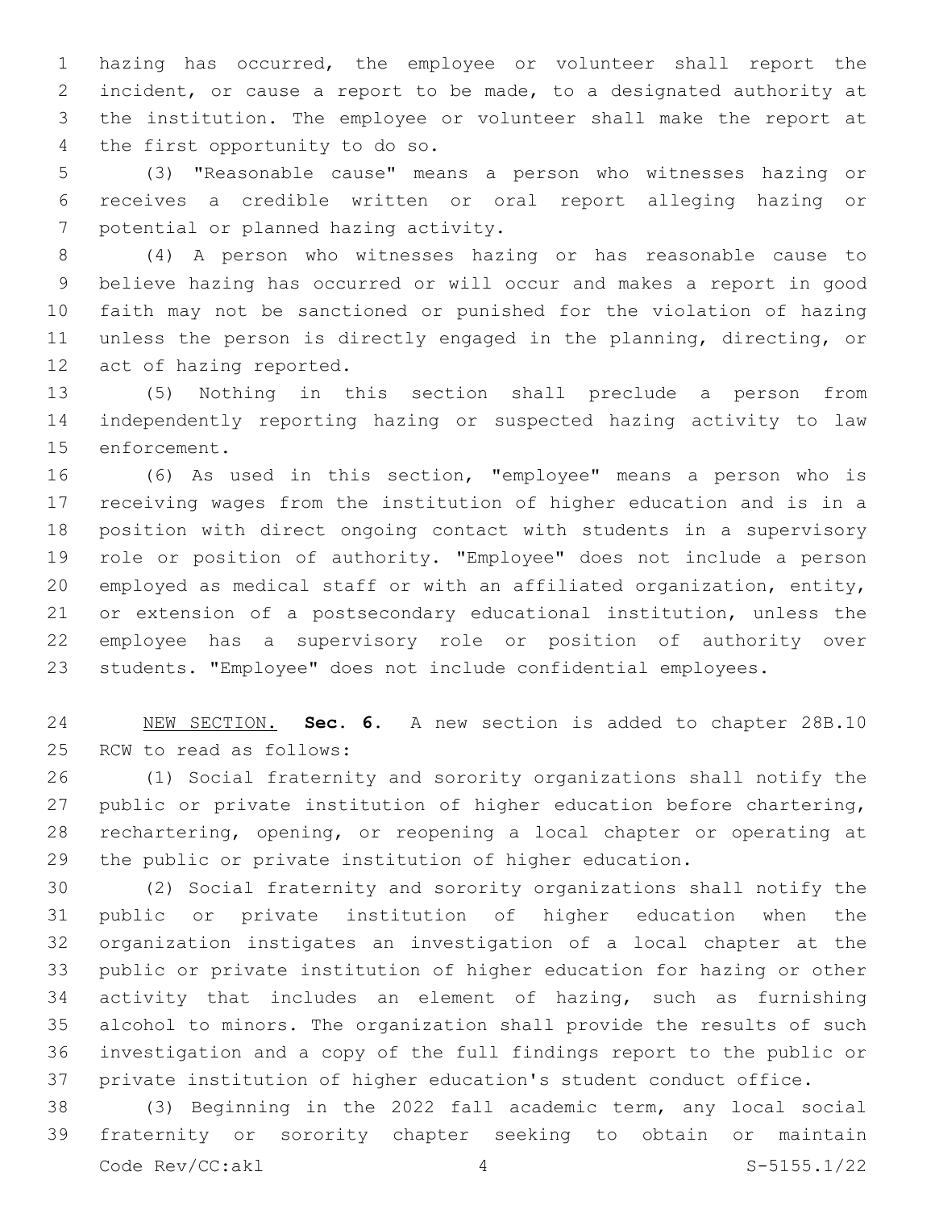hazing has occurred, the employee or volunteer shall report the incident, or cause a report to be made, to a designated authority at the institution. The employee or volunteer shall make the report at the first opportunity to do so.

(3) "Reasonable cause" means a person who witnesses hazing or receives a credible written or oral report alleging hazing or potential or planned hazing activity.

(4) A person who witnesses hazing or has reasonable cause to believe hazing has occurred or will occur and makes a report in good faith may not be sanctioned or punished for the violation of hazing unless the person is directly engaged in the planning, directing, or act of hazing reported.

(5) Nothing in this section shall preclude a person from independently reporting hazing or suspected hazing activity to law enforcement.

(6) As used in this section, "employee" means a person who is receiving wages from the institution of higher education and is in a position with direct ongoing contact with students in a supervisory role or position of authority. "Employee" does not include a person employed as medical staff or with an affiliated organization, entity, or extension of a postsecondary educational institution, unless the employee has a supervisory role or position of authority over students. "Employee" does not include confidential employees.

NEW SECTION. **Sec. 6.** A new section is added to chapter 28B.10 RCW to read as follows:

(1) Social fraternity and sorority organizations shall notify the public or private institution of higher education before chartering, rechartering, opening, or reopening a local chapter or operating at the public or private institution of higher education.

(2) Social fraternity and sorority organizations shall notify the public or private institution of higher education when the organization instigates an investigation of a local chapter at the public or private institution of higher education for hazing or other activity that includes an element of hazing, such as furnishing alcohol to minors. The organization shall provide the results of such investigation and a copy of the full findings report to the public or private institution of higher education's student conduct office.

(3) Beginning in the 2022 fall academic term, any local social fraternity or sorority chapter seeking to obtain or maintain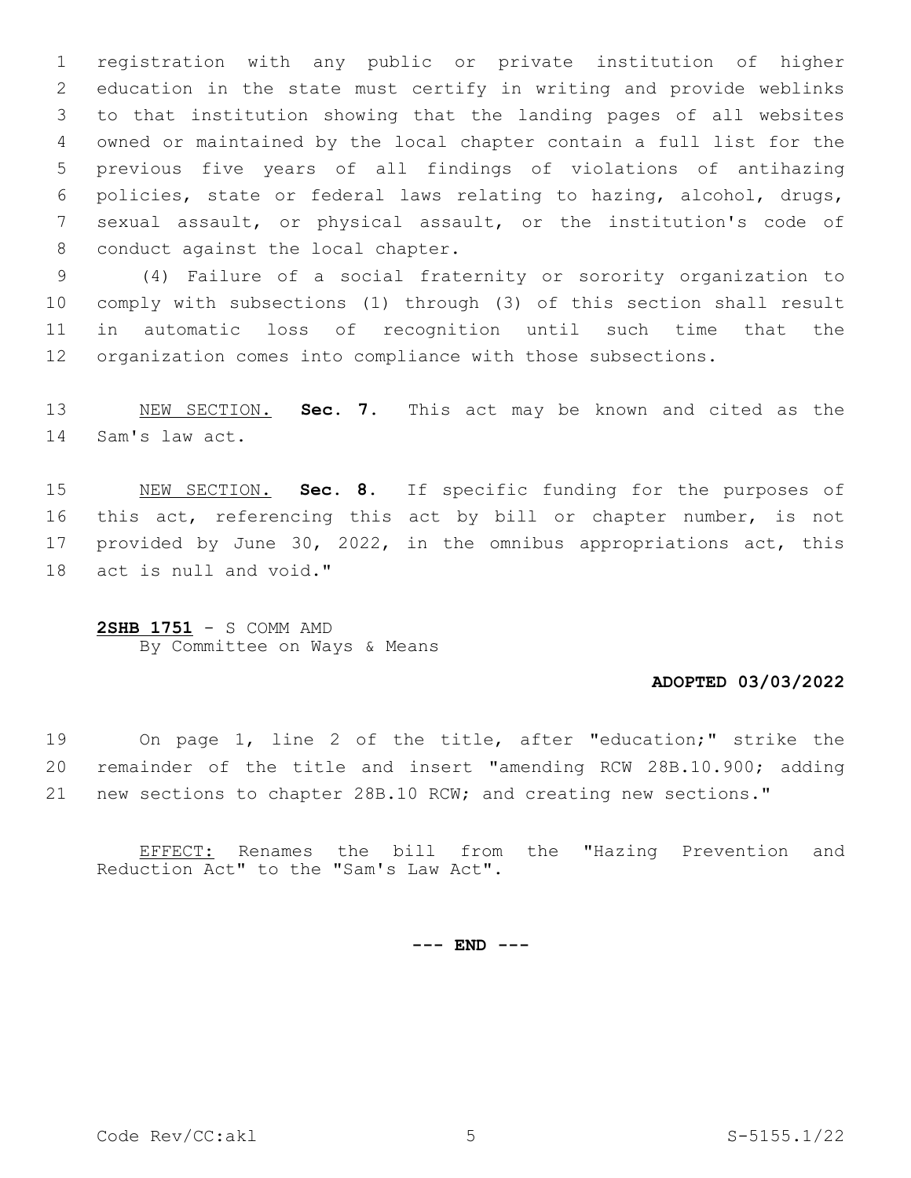registration with any public or private institution of higher education in the state must certify in writing and provide weblinks to that institution showing that the landing pages of all websites owned or maintained by the local chapter contain a full list for the previous five years of all findings of violations of antihazing policies, state or federal laws relating to hazing, alcohol, drugs, sexual assault, or physical assault, or the institution's code of conduct against the local chapter.

(4) Failure of a social fraternity or sorority organization to comply with subsections (1) through (3) of this section shall result in automatic loss of recognition until such time that the organization comes into compliance with those subsections.

NEW SECTION. **Sec. 7.** This act may be known and cited as the Sam's law act.

NEW SECTION. **Sec. 8.** If specific funding for the purposes of this act, referencing this act by bill or chapter number, is not provided by June 30, 2022, in the omnibus appropriations act, this act is null and void."

**2SHB 1751** - S COMM AMD
By Committee on Ways & Means

**ADOPTED 03/03/2022**

On page 1, line 2 of the title, after "education;" strike the remainder of the title and insert "amending RCW 28B.10.900; adding new sections to chapter 28B.10 RCW; and creating new sections."

EFFECT: Renames the bill from the "Hazing Prevention and Reduction Act" to the "Sam's Law Act".

**--- END ---**